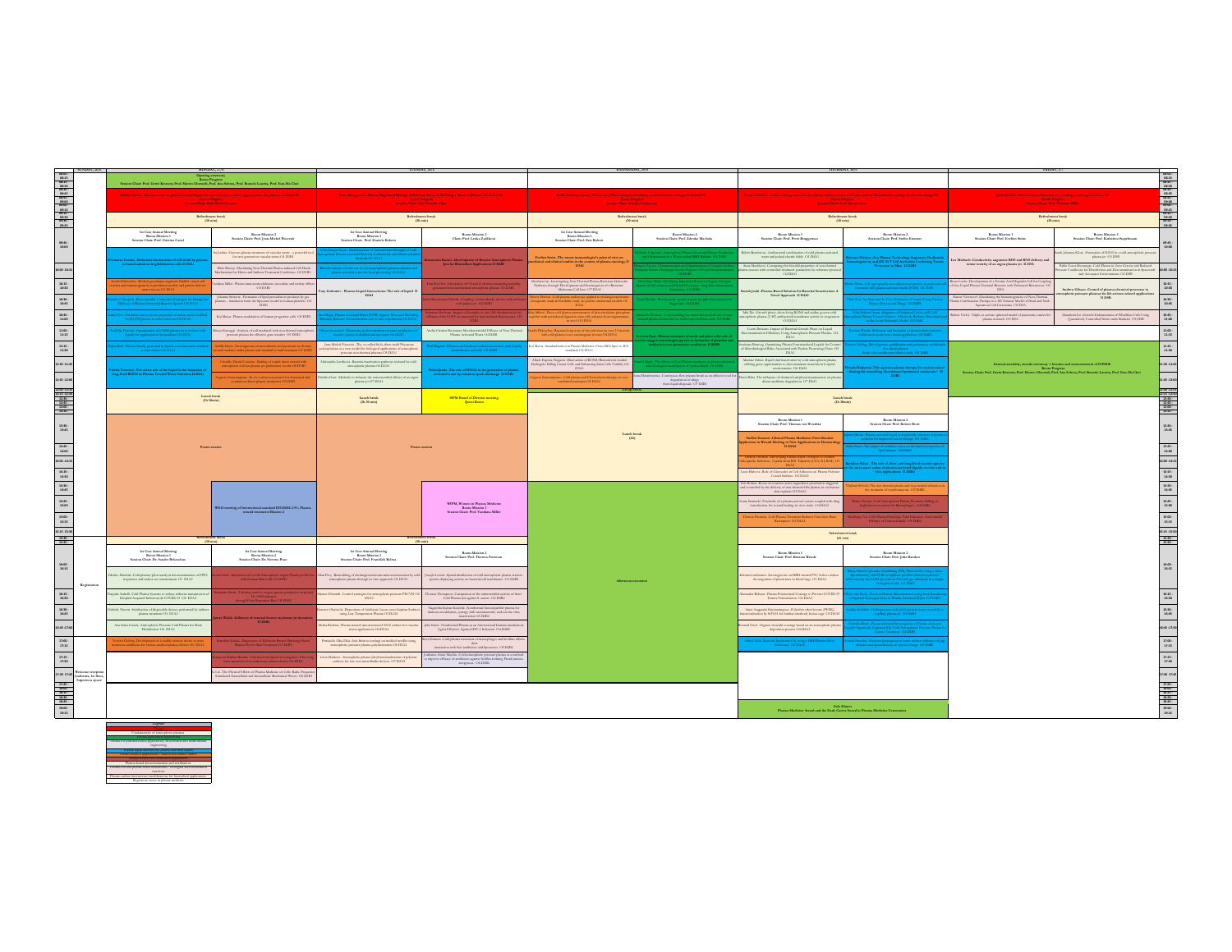| | SUNDAY | MONDAY | TUESDAY | WEDNESDAY | THURSDAY | FRIDAY |
|---|---|---|---|---|---|---|
| Morning | | Opening ceremony, Room Progress | | | | |
| | | Refreshment break (30 min) | Refreshment break (30 min) | Refreshment break (30 min) | Refreshment break (30 min) | Refreshment break (30 min) |
| | | Room Mission 1 / Room Mission 2 | Room Mission 1 / Room Mission 2 | Room Mission 1 / Room Mission 2 | Room Mission 1 / Room Mission 2 | Room Mission 1 / Room Mission 2 |
| | | | | | | General assembly, awards ceremony + lectures and announcement of ICPM10, Room Progress |
| Midday | | Lunch break (1h 30min) | Lunch break (1h 30min) | Lunch break (2h) | Lunch break (1h 30min) | |
| Afternoon | | Poster session | Poster session | Afternoon excursion | Room Mission 1 / Room Mission 2 | |
| | | Refreshment break (30 min) | Refreshment break (30 min) | | Refreshment break (30 min) | |
| | Registration | Room Mission 1 / Room Mission 2 | Room Mission 1 / Room Mission 2 | | Room Mission 1 / Room Mission 2 | |
| Evening | Welcome reception | | | | Gala Dinner | |

Legend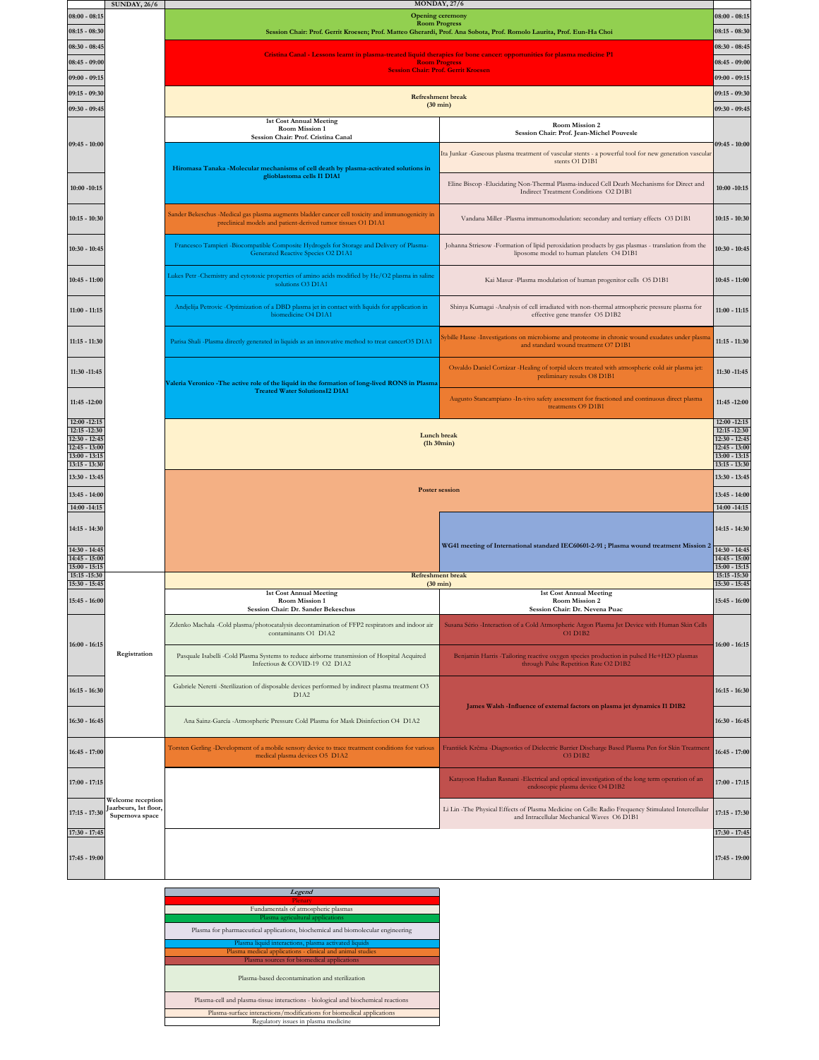| | SUNDAY, 26/6 | MONDAY, 27/6 | | |
|---|---|---|---|---|
| 08:00 - 08:15 | | Opening ceremony<br>Room Progress<br>Session Chair: Prof. Gerrit Kroesen; Prof. Matteo Gherardi, Prof. Ana Sobota, Prof. Romolo Laurita, Prof. Eun-Ha Choi | | 08:00 - 08:15 |
| 08:15 - 08:30 | | | | 08:15 - 08:30 |
| 08:30 - 08:45 | | Cristina Canal - Lessons learnt in plasma-treated liquid therapies for bone cancer: opportunities for plasma medicine P1<br>Room Progress<br>Session Chair: Prof. Gerrit Kroesen | | 08:30 - 08:45 |
| 08:45 - 09:00 | | | | 08:45 - 09:00 |
| 09:00 - 09:15 | | | | 09:00 - 09:15 |
| 09:15 - 09:30 | | Refreshment break<br>(30 min) | | 09:15 - 09:30 |
| 09:30 - 09:45 | | | | 09:30 - 09:45 |
| | | 1st Cost Annual Meeting<br>Room Mission 1<br>Session Chair: Prof. Cristina Canal | Room Mission 2<br>Session Chair: Prof. Jean-Michel Pouvesle | |
| 09:45 - 10:00 | | Hiromasa Tanaka -Molecular mechanisms of cell death by plasma-activated solutions in glioblastoma cells I1 D1A1 | Ita Junkar -Gaseous plasma treatment of vascular stents - a powerful tool for new generation vascular stents O1 D1B1 | 09:45 - 10:00 |
| 10:00 -10:15 | | | Eline Biscop -Elucidating Non-Thermal Plasma-induced Cell Death Mechanisms for Direct and Indirect Treatment Conditions O2 D1B1 | 10:00 -10:15 |
| 10:15 - 10:30 | | Sander Bekeschus -Medical gas plasma augments bladder cancer cell toxicity and immunogenicity in preclinical models and patient-derived tumor tissues O1 D1A1 | Vandana Miller -Plasma immunomodulation: secondary and tertiary effects O3 D1B1 | 10:15 - 10:30 |
| 10:30 - 10:45 | | Francesco Tampieri -Biocompatible Composite Hydrogels for Storage and Delivery of Plasma-Generated Reactive Species O2 D1A1 | Johanna Striesow -Formation of lipid peroxidation products by gas plasmas - translation from the liposome model to human platelets O4 D1B1 | 10:30 - 10:45 |
| 10:45 - 11:00 | | Lukes Petr -Chemistry and cytotoxic properties of amino acids modified by He/O2 plasma in saline solutions O3 D1A1 | Kai Masur -Plasma modulation of human progenitor cells O5 D1B1 | 10:45 - 11:00 |
| 11:00 - 11:15 | | Andjelija Petrovic -Optimization of a DBD plasma jet in contact with liquids for application in biomedicine O4 D1A1 | Shinya Kumagai -Analysis of cell irradiated with non-thermal atmospheric pressure plasma for effective gene transfer O5 D1B2 | 11:00 - 11:15 |
| 11:15 - 11:30 | | Parisa Shali -Plasma directly generated in liquids as an innovative method to treat cancerO5 D1A1 | Sybille Hasse -Investigations on microbiome and proteome in chronic wound exudates under plasma and standard wound treatment O7 D1B1 | 11:15 - 11:30 |
| 11:30 -11:45 | | Valeria Veronico -The active role of the liquid in the formation of long-lived RONS in Plasma Treated Water SolutionsI2 D1A1 | Osvaldo Daniel Cortázar -Healing of torpid ulcers treated with atmospheric cold air plasma jet: preliminary results O8 D1B1 | 11:30 -11:45 |
| 11:45 -12:00 | | | Augusto Stancampiano -In-vivo safety assessment for fractioned and continuous direct plasma treatments O9 D1B1 | 11:45 -12:00 |
| 12:00 -12:15 | | Lunch break<br>(1h 30min) | | 12:00 -12:15 |
| 12:15 -12:30 | | | | 12:15 -12:30 |
| 12:30 - 12:45 | | | | 12:30 - 12:45 |
| 12:45 - 13:00 | | | | 12:45 - 13:00 |
| 13:00 - 13:15 | | | | 13:00 - 13:15 |
| 13:15 - 13:30 | | | | 13:15 - 13:30 |
| 13:30 - 13:45 | | Poster session | | 13:30 - 13:45 |
| 13:45 - 14:00 | | | | 13:45 - 14:00 |
| 14:00 -14:15 | | | | 14:00 -14:15 |
| 14:15 - 14:30 | | | WG41 meeting of International standard IEC60601-2-91 ; Plasma wound treatment Mission 2 | 14:15 - 14:30 |
| 14:30 - 14:45 | | | | 14:30 - 14:45 |
| 14:45 - 15:00 | | | | 14:45 - 15:00 |
| 15:00 - 15:15 | | | | 15:00 - 15:15 |
| 15:15 -15:30 | Registration | Refreshment break<br>(30 min) | | 15:15 -15:30 |
| 15:30 - 15:45 | | | | 15:30 - 15:45 |
| 15:45 - 16:00 | | 1st Cost Annual Meeting<br>Room Mission 1<br>Session Chair: Dr. Sander Bekeschus | 1st Cost Annual Meeting<br>Room Mission 2<br>Session Chair: Dr. Nevena Puac | 15:45 - 16:00 |
| 16:00 - 16:15 | | Zdenko Machala -Cold plasma/photocatalysis decontamination of FFP2 respirators and indoor air contaminants O1 D1A2 | Susana Sério -Interaction of a Cold Atmospheric Argon Plasma Jet Device with Human Skin Cells O1 D1B2 | 16:00 - 16:15 |
| | | Pasquale Isabelli -Cold Plasma Systems to reduce airborne transmission of Hospital Acquired Infectious & COVID-19 O2 D1A2 | Benjamin Harris -Tailoring reactive oxygen species production in pulsed He+H2O plasmas through Pulse Repetition Rate O2 D1B2 | |
| 16:15 - 16:30 | | Gabriele Neretti -Sterilization of disposable devices performed by indirect plasma treatment O3 D1A2 | James Walsh -Influence of external factors on plasma jet dynamics I1 D1B2 | 16:15 - 16:30 |
| 16:30 - 16:45 | | Ana Sainz-Garcia -Atmospheric Pressure Cold Plasma for Mask Disinfection O4 D1A2 | | 16:30 - 16:45 |
| 16:45 - 17:00 | Welcome reception Jaarbeurs, 1st floor, Supernova space | Torsten Gerling -Development of a mobile sensory device to trace treatment conditions for various medical plasma devices O5 D1A2 | František Krčma -Diagnostics of Dielectric Barrier Discharge Based Plasma Pen for Skin Treatment O3 D1B2 | 16:45 - 17:00 |
| 17:00 - 17:15 | | | Katayoon Hadian Rasnani -Electrical and optical investigation of the long term operation of an endoscopic plasma device O4 D1B2 | 17:00 - 17:15 |
| 17:15 - 17:30 | | | Li Lin -The Physical Effects of Plasma Medicine on Cells: Radio Frequency Stimulated Intercellular and Intracellular Mechanical Waves O6 D1B1 | 17:15 - 17:30 |
| 17:30 - 17:45 | | | | 17:30 - 17:45 |
| 17:45 - 19:00 | | | | 17:45 - 19:00 |

| *Legend* |
|---|
| Plenary |
| Fundamentals of atmospheric plasmas |
| Plasma agricultural applications |
| Plasma for pharmaceutical applications, biochemical and biomolecular engineering |
| Plasma liquid interactions, plasma activated liquids |
| Plasma medical applications - clinical and animal studies |
| Plasma sources for biomedical applications |
| Plasma-based decontamination and sterilization |
| Plasma-cell and plasma-tissue interactions - biological and biochemical reactions |
| Plasma-surface interactions/modifications for biomedical applications |
| Regulatory issues in plasma medicine |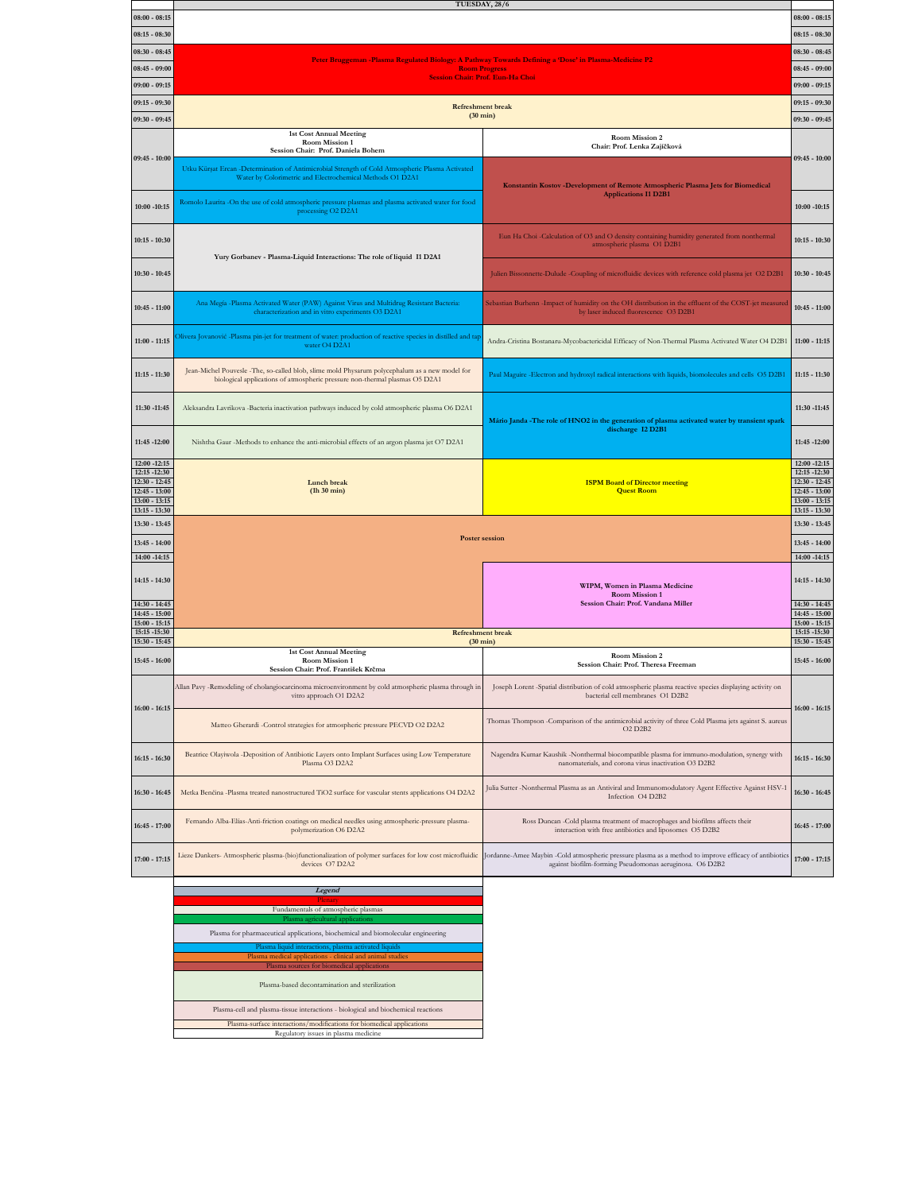## TUESDAY, 28/6

| Time | Room Mission 1 | Room Mission 2 | Time |
|---|---|---|---|
| 08:00 - 08:15 | | | 08:00 - 08:15 |
| 08:15 - 08:30 | | | 08:15 - 08:30 |
| 08:30 - 08:45 | Peter Bruggeman -Plasma Regulated Biology: A Pathway Towards Defining a 'Dose' in Plasma-Medicine P2<br>Room Progress<br>Session Chair: Prof. Eun-Ha Choi | | 08:30 - 08:45 |
| 08:45 - 09:00 | | | 08:45 - 09:00 |
| 09:00 - 09:15 | | | 09:00 - 09:15 |
| 09:15 - 09:30 | Refreshment break (30 min) | | 09:15 - 09:30 |
| 09:30 - 09:45 | | | 09:30 - 09:45 |
| 09:45 - 10:00 | **1st Cost Annual Meeting**<br>**Room Mission 1**<br>**Session Chair: Prof. Daniela Bohem** | **Room Mission 2**<br>**Chair: Prof. Lenka Zajíčková** | 09:45 - 10:00 |
| 09:45 - 10:00 | Utku Kürşat Ercan -Determination of Antimicrobial Strength of Cold Atmospheric Plasma Activated Water by Colorimetric and Electrochemical Methods O1 D2A1 | Konstantin Kostov -Development of Remote Atmospheric Plasma Jets for Biomedical Applications I1 D2B1 | 09:45 - 10:00 |
| 10:00 -10:15 | Romolo Laurita -On the use of cold atmospheric pressure plasmas and plasma activated water for food processing O2 D2A1 | | 10:00 -10:15 |
| 10:15 - 10:30 | Yury Gorbanev - Plasma-Liquid Interactions: The role of liquid I1 D2A1 | Eun Ha Choi -Calculation of O3 and O density containing humidity generated from nonthermal atmospheric plasma O1 D2B1 | 10:15 - 10:30 |
| 10:30 - 10:45 | | Julien Bissonnette-Dulude -Coupling of microfluidic devices with reference cold plasma jet O2 D2B1 | 10:30 - 10:45 |
| 10:45 - 11:00 | Ana Megia -Plasma Activated Water (PAW) Against Virus and Multidrug Resistant Bacteria: characterization and in vitro experiments O3 D2A1 | Sebastian Burhenn -Impact of humidity on the OH distribution in the effluent of the COST-jet measured by laser induced fluorescence O3 D2B1 | 10:45 - 11:00 |
| 11:00 - 11:15 | Olivera Jovanović -Plasma pin-jet for treatment of water: production of reactive species in distilled and tap water O4 D2A1 | Andra-Cristina Bostanaru-Mycobactericidal Efficacy of Non-Thermal Plasma Activated Water O4 D2B1 | 11:00 - 11:15 |
| 11:15 - 11:30 | Jean-Michel Pouvesle -The, so-called blob, slime mold Physarum polycephalum as a new model for biological applications of atmospheric pressure non-thermal plasmas O5 D2A1 | Paul Maguire -Electron and hydroxyl radical interactions with liquids, biomolecules and cells O5 D2B1 | 11:15 - 11:30 |
| 11:30 -11:45 | Aleksandra Lavrikova -Bacteria inactivation pathways induced by cold atmospheric plasma O6 D2A1 | Mário Janda -The role of HNO2 in the generation of plasma activated water by transient spark discharge I2 D2B1 | 11:30 -11:45 |
| 11:45 -12:00 | Nishtha Gaur -Methods to enhance the anti-microbial effects of an argon plasma jet O7 D2A1 | | 11:45 -12:00 |
| 12:00 -12:15 | Lunch break (1h 30 min) | ISPM Board of Director meeting<br>Quest Room | 12:00 -12:15 |
| 12:15 -12:30 | | | 12:15 -12:30 |
| 12:30 - 12:45 | | | 12:30 - 12:45 |
| 12:45 - 13:00 | | | 12:45 - 13:00 |
| 13:00 - 13:15 | | | 13:00 - 13:15 |
| 13:15 - 13:30 | | | 13:15 - 13:30 |
| 13:30 - 13:45 | Poster session | | 13:30 - 13:45 |
| 13:45 - 14:00 | | | 13:45 - 14:00 |
| 14:00 -14:15 | | | 14:00 -14:15 |
| 14:15 - 14:30 | | WIPM, Women in Plasma Medicine<br>Room Mission 1<br>Session Chair: Prof. Vandana Miller | 14:15 - 14:30 |
| 14:30 - 14:45 | | | 14:30 - 14:45 |
| 14:45 - 15:00 | | | 14:45 - 15:00 |
| 15:00 - 15:15 | | | 15:00 - 15:15 |
| 15:15 -15:30 | Refreshment break (30 min) | | 15:15 -15:30 |
| 15:30 - 15:45 | | | 15:30 - 15:45 |
| 15:45 - 16:00 | **1st Cost Annual Meeting**<br>**Room Mission 1**<br>**Session Chair: Prof. František Krčma** | **Room Mission 2**<br>**Session Chair: Prof. Theresa Freeman** | 15:45 - 16:00 |
| 16:00 - 16:15 | Allan Pavy -Remodeling of cholangiocarcinoma microenvironment by cold atmospheric plasma through in vitro approach O1 D2A2 | Joseph Lorent -Spatial distribution of cold atmospheric plasma reactive species displaying activity on bacterial cell membranes O1 D2B2 | 16:00 - 16:15 |
| 16:00 - 16:15 | Matteo Gherardi -Control strategies for atmospheric pressure PECVD O2 D2A2 | Thomas Thompson -Comparison of the antimicrobial activity of three Cold Plasma jets against S. aureus O2 D2B2 | 16:00 - 16:15 |
| 16:15 - 16:30 | Beatrice Olayiwola -Deposition of Antibiotic Layers onto Implant Surfaces using Low Temperature Plasma O3 D2A2 | Nagendra Kumar Kaushik -Nonthermal biocompatible plasma for immuno-modulation, synergy with nanomaterials, and corona virus inactivation O3 D2B2 | 16:15 - 16:30 |
| 16:30 - 16:45 | Metka Benčina -Plasma treated nanostructured TiO2 surface for vascular stents applications O4 D2A2 | Julia Sutter -Nonthermal Plasma as an Antiviral and Immunomodulatory Agent Effective Against HSV-1 Infection O4 D2B2 | 16:30 - 16:45 |
| 16:45 - 17:00 | Fernando Alba-Elías-Anti-friction coatings on medical needles using atmospheric-pressure plasma-polymerization O6 D2A2 | Ross Duncan -Cold plasma treatment of macrophages and biofilms affects their interaction with free antibiotics and liposomes O5 D2B2 | 16:45 - 17:00 |
| 17:00 - 17:15 | Lieze Dankers- Atmospheric plasma-(bio)functionalization of polymer surfaces for low cost microfluidic devices O7 D2A2 | Jordanne-Amee Maybin -Cold atmospheric pressure plasma as a method to improve efficacy of antibiotics against biofilm-forming Pseudomonas aeruginosa. O6 D2B2 | 17:00 - 17:15 |

| Legend |
|---|
| Plenary |
| Fundamentals of atmospheric plasmas |
| Plasma agricultural applications |
| Plasma for pharmaceutical applications, biochemical and biomolecular engineering |
| Plasma liquid interactions, plasma activated liquids |
| Plasma medical applications - clinical and animal studies |
| Plasma sources for biomedical applications |
| Plasma-based decontamination and sterilization |
| Plasma-cell and plasma-tissue interactions - biological and biochemical reactions |
| Plasma-surface interactions/modifications for biomedical applications |
| Regulatory issues in plasma medicine |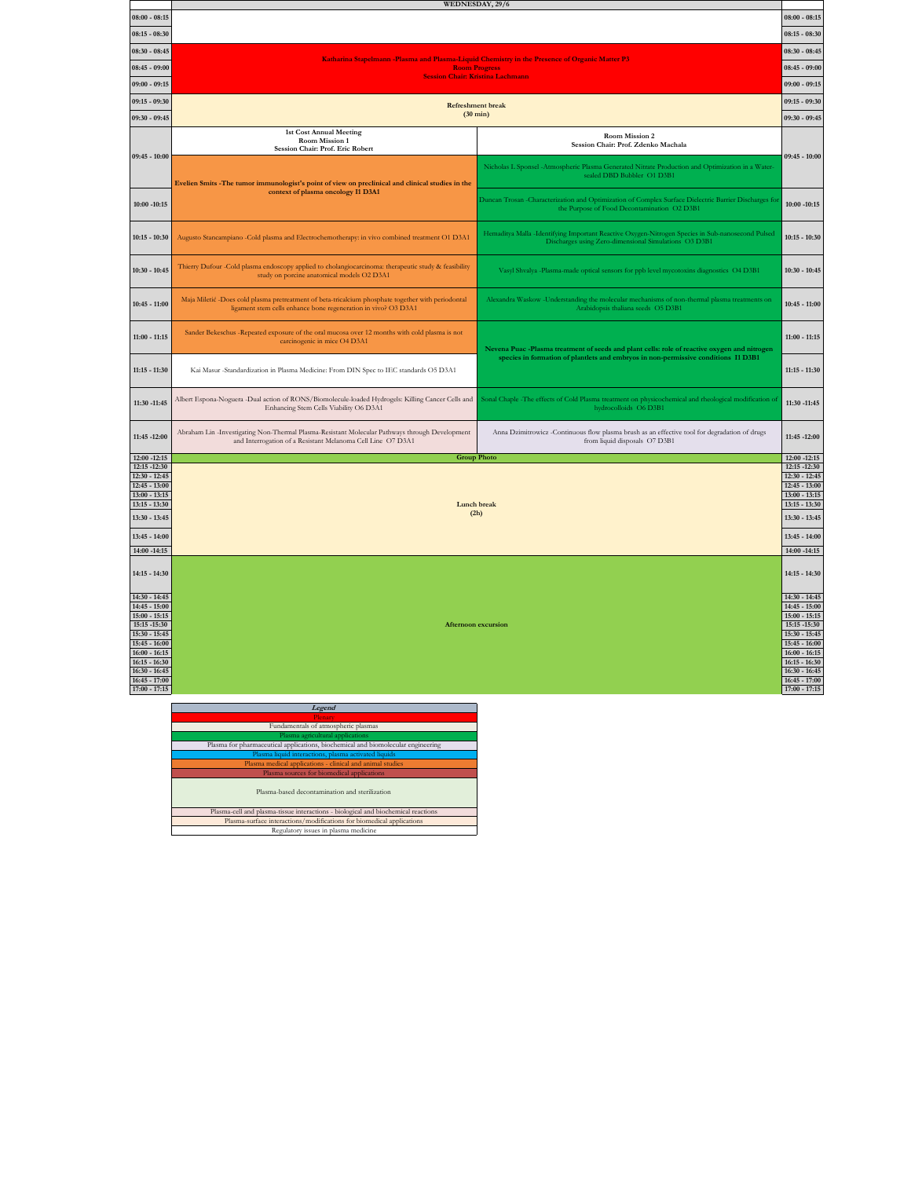| | WEDNESDAY, 29/6 | | |
|---|---|---|---|
| 08:00 - 08:15 | | | 08:00 - 08:15 |
| 08:15 - 08:30 | | | 08:15 - 08:30 |
| 08:30 - 08:45 | Katharina Stapelmann -Plasma and Plasma-Liquid Chemistry in the Presence of Organic Matter P3<br>Room Progress<br>Session Chair: Kristina Lachmann | | 08:30 - 08:45 |
| 08:45 - 09:00 | | | 08:45 - 09:00 |
| 09:00 - 09:15 | | | 09:00 - 09:15 |
| 09:15 - 09:30 | Refreshment break<br>(30 min) | | 09:15 - 09:30 |
| 09:30 - 09:45 | | | 09:30 - 09:45 |
| | **1st Cost Annual Meeting**<br>**Room Mission 1**<br>**Session Chair: Prof. Eric Robert** | **Room Mission 2**<br>**Session Chair: Prof. Zdenko Machala** | |
| 09:45 - 10:00 | **Evelien Smits -The tumor immunologist's point of view on preclinical and clinical studies in the context of plasma oncology I1 D3A1** | Nicholas L Sponsel -Atmospheric Plasma Generated Nitrate Production and Optimization in a Water-sealed DBD Bubbler O1 D3B1 | 09:45 - 10:00 |
| 10:00 -10:15 | | Duncan Trosan -Characterization and Optimization of Complex Surface Dielectric Barrier Discharges for the Purpose of Food Decontamination O2 D3B1 | 10:00 -10:15 |
| 10:15 - 10:30 | Augusto Stancampiano -Cold plasma and Electrochemotherapy: in vivo combined treatment O1 D3A1 | Hemaditya Malla -Identifying Important Reactive Oxygen-Nitrogen Species in Sub-nanosecond Pulsed Discharges using Zero-dimensional Simulations O3 D3B1 | 10:15 - 10:30 |
| 10:30 - 10:45 | Thierry Dufour -Cold plasma endoscopy applied to cholangiocarcinoma: therapeutic study & feasibility study on porcine anatomical models O2 D3A1 | Vasyl Shvalya -Plasma-made optical sensors for ppb level mycotoxins diagnostics O4 D3B1 | 10:30 - 10:45 |
| 10:45 - 11:00 | Maja Miletić -Does cold plasma pretreatment of beta-tricalcium phosphate together with periodontal ligament stem cells enhance bone regeneration in vivo? O3 D3A1 | Alexandra Waskow -Understanding the molecular mechanisms of non-thermal plasma treatments on Arabidopsis thaliana seeds O5 D3B1 | 10:45 - 11:00 |
| 11:00 - 11:15 | Sander Bekeschus -Repeated exposure of the oral mucosa over 12 months with cold plasma is not carcinogenic in mice O4 D3A1 | **Nevena Puac -Plasma treatment of seeds and plant cells: role of reactive oxygen and nitrogen species in formation of plantlets and embryos in non-permissive conditions I1 D3B1** | 11:00 - 11:15 |
| 11:15 - 11:30 | Kai Masur -Standardization in Plasma Medicine: From DIN Spec to IEC standards O5 D3A1 | | 11:15 - 11:30 |
| 11:30 -11:45 | Albert Espona-Noguera -Dual action of RONS/Biomolecule-loaded Hydrogels: Killing Cancer Cells and Enhancing Stem Cells Viability O6 D3A1 | Sonal Chaple -The effects of Cold Plasma treatment on physicochemical and rheological modification of hydrocolloids O6 D3B1 | 11:30 -11:45 |
| 11:45 -12:00 | Abraham Lin -Investigating Non-Thermal Plasma-Resistant Molecular Pathways through Development and Interrogation of a Resistant Melanoma Cell Line O7 D3A1 | Anna Dzimitrowicz -Continuous flow plasma brush as an effective tool for degradation of drugs from liquid disposals O7 D3B1 | 11:45 -12:00 |
| 12:00 -12:15 | Group Photo | | 12:00 -12:15 |
| 12:15 -12:30 | Lunch break<br>(2h) | | 12:15 -12:30 |
| 12:30 - 12:45 | | | 12:30 - 12:45 |
| 12:45 - 13:00 | | | 12:45 - 13:00 |
| 13:00 - 13:15 | | | 13:00 - 13:15 |
| 13:15 - 13:30 | | | 13:15 - 13:30 |
| 13:30 - 13:45 | | | 13:30 - 13:45 |
| 13:45 - 14:00 | | | 13:45 - 14:00 |
| 14:00 -14:15 | | | 14:00 -14:15 |
| 14:15 - 14:30 | Afternoon excursion | | 14:15 - 14:30 |
| 14:30 - 14:45 | | | 14:30 - 14:45 |
| 14:45 - 15:00 | | | 14:45 - 15:00 |
| 15:00 - 15:15 | | | 15:00 - 15:15 |
| 15:15 -15:30 | | | 15:15 -15:30 |
| 15:30 - 15:45 | | | 15:30 - 15:45 |
| 15:45 - 16:00 | | | 15:45 - 16:00 |
| 16:00 - 16:15 | | | 16:00 - 16:15 |
| 16:15 - 16:30 | | | 16:15 - 16:30 |
| 16:30 - 16:45 | | | 16:30 - 16:45 |
| 16:45 - 17:00 | | | 16:45 - 17:00 |
| 17:00 - 17:15 | | | 17:00 - 17:15 |

| *Legend* |
|---|
| Plenary |
| Fundamentals of atmospheric plasmas |
| Plasma agricultural applications |
| Plasma for pharmaceutical applications, biochemical and biomolecular engineering |
| Plasma liquid interactions, plasma activated liquids |
| Plasma medical applications - clinical and animal studies |
| Plasma sources for biomedical applications |
| Plasma-based decontamination and sterilization |
| Plasma-cell and plasma-tissue interactions - biological and biochemical reactions |
| Plasma-surface interactions/modifications for biomedical applications |
| Regulatory issues in plasma medicine |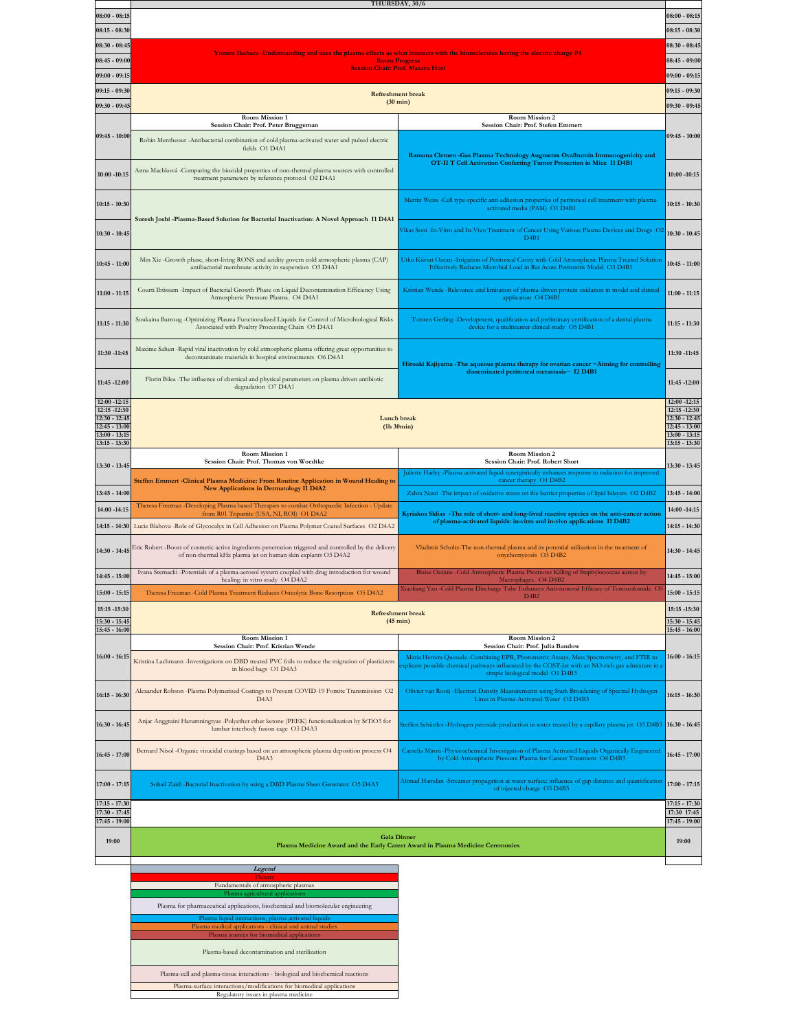# THURSDAY, 30/6

| Time | Room Mission 1 | Room Mission 2 | Time |
|---|---|---|---|
| 08:00 - 08:15 | | | 08:00 - 08:15 |
| 08:15 - 08:30 | | | 08:15 - 08:30 |
| 08:30 - 09:15 | Yuzuru Ikehara -Understanding and uses the plasma effects as what interacts with the biomolecules having the electric charge P4 — Room Progress — Session Chair: Prof. Masaru Hori | | 08:30 - 09:15 |
| 09:15 - 09:45 | Refreshment break (30 min) | | 09:15 - 09:45 |
| | Room Mission 1 — Session Chair: Prof. Peter Bruggeman | Room Mission 2 — Session Chair: Prof. Stefen Emmert | |
| 09:45 - 10:00 | Robin Mentheour -Antibacterial combination of cold plasma-activated water and pulsed electric fields O1 D4A1 | **Ramona Clemen -Gas Plasma Technology Augments Ovalbumin Immunogenicity and OT-II T Cell Activation Conferring Tumor Protection in Mice I1 D4B1** | 09:45 - 10:00 |
| 10:00 -10:15 | Anna Machková -Comparing the biocidal properties of non-thermal plasma sources with controlled treatment parameters by reference protocol O2 D4A1 | | 10:00 -10:15 |
| 10:15 - 10:30 | **Suresh Joshi -Plasma-Based Solution for Bacterial Inactivation: A Novel Approach I1 D4A1** | Martin Weiss -Cell type-specific anti-adhesion properties of peritoneal cell treatment with plasma-activated media (PAM) O1 D4B1 | 10:15 - 10:30 |
| 10:30 - 10:45 | | Vikas Soni -In-Vitro and In-Vivo Treatment of Cancer Using Various Plasma Devices and Drugs O2 D4B1 | 10:30 - 10:45 |
| 10:45 - 11:00 | Min Xie -Growth phase, short-living RONS and acidity govern cold atmospheric plasma (CAP) antibacterial membrane activity in suspension O3 D4A1 | Utku Kürsat Ozcan -Irrigation of Peritoneal Cavity with Cold Atmospheric Plasma Treated Solution Effectively Reduces Microbial Load in Rat Acute Peritonitis Model O3 D4B1 | 10:45 - 11:00 |
| 11:00 - 11:15 | Courti Ibtissam -Impact of Bacterial Growth Phase on Liquid Decontamination Efficiency Using Atmospheric Pressure Plasma. O4 D4A1 | Kristian Wende -Relevance and limitation of plasma-driven protein oxidation in model and clinical application O4 D4B1 | 11:00 - 11:15 |
| 11:15 - 11:30 | Soukaina Barroug -Optimizing Plasma Functionalized Liquids for Control of Microbiological Risks Associated with Poultry Processing Chain O5 D4A1 | Torsten Gerling -Development, qualification and preliminary certification of a dental plasma device for a multicenter clinical study O5 D4B1 | 11:15 - 11:30 |
| 11:30 -11:45 | Maxime Sahun -Rapid viral inactivation by cold atmospheric plasma offering great opportunities to decontaminate materials in hospital environments O6 D4A1 | **Hiroaki Kajiyama -The aqueous plasma therapy for ovarian cancer ~Aiming for controlling disseminated peritoneal metastasis~ I2 D4B1** | 11:30 -11:45 |
| 11:45 -12:00 | Florin Bilea -The influence of chemical and physical parameters on plasma driven antibiotic degradation O7 D4A1 | | 11:45 -12:00 |
| 12:00 - 13:30 | Lunch break (1h 30min) | | 12:00 - 13:30 |
| | Room Mission 1 — Session Chair: Prof. Thomas von Woedtke | Room Mission 2 — Session Chair: Prof. Robert Short | |
| 13:30 - 13:45 | **Steffen Emmert -Clinical Plasma Medicine: From Routine Application in Wound Healing to New Applications in Dermatology I1 D4A2** | Juliette Harley -Plasma activated liquid synergistically enhances response to radiation for improved cancer therapy O1 D4B2 | 13:30 - 13:45 |
| 13:45 - 14:00 | | Zahra Nasri -The impact of oxidative stress on the barrier properties of lipid bilayers O2 D4B2 | 13:45 - 14:00 |
| 14:00 -14:15 | Theresa Freeman -Developing Plasma based Therapies to combat Orthopaedic Infection - Update from R01 Tripartite (USA, NI, ROI) O1 D4A2 | **Kyriakos Sklias -The role of short- and long-lived reactive species on the anti-cancer action of plasma-activated liquids: in-vitro and in-vivo applications I1 D4B2** | 14:00 -14:15 |
| 14:15 - 14:30 | Lucie Blahova -Role of Glycocalyx in Cell Adhesion on Plasma Polymer Coated Surfaces O2 D4A2 | | 14:15 - 14:30 |
| 14:30 - 14:45 | Eric Robert -Boost of cosmetic active ingredients penetration triggered and controlled by the delivery of non-thermal kHz plasma jet on human skin explants O3 D4A2 | Vladimir Scholtz-The non-thermal plasma and its potential utilization in the treatment of onychomycosis O3 D4B2 | 14:30 - 14:45 |
| 14:45 - 15:00 | Ivana Sremacki -Potentials of a plasma-aerosol system coupled with drug introduction for wound healing: in vitro study O4 D4A2 | Blaise Océane -Cold Atmospheric Plasma Promotes Killing of Staphylococcus aureus by Macrophages. O4 D4B2 | 14:45 - 15:00 |
| 15:00 - 15:15 | Theresa Freeman -Cold Plasma Treatment Reduces Osteolytic Bone Resorption O5 D4A2 | Xiaoliang Yao -Cold Plasma Discharge Tube Enhances Anti-tumoral Efficacy of Temozolomide O5 D4B2 | 15:00 - 15:15 |
| 15:15 - 16:00 | Refreshment break (45 min) | | 15:15 - 16:00 |
| | Room Mission 1 — Session Chair: Prof. Kristian Wende | Room Mission 2 — Session Chair: Prof. Julia Bandow | |
| 16:00 - 16:15 | Kristina Lachmann -Investigations on DBD treated PVC foils to reduce the migration of plasticizers in blood bags O1 D4A3 | Maria Herrera Quesada -Combining EPR, Photometric Assays, Mass Spectrometry, and FTIR to explicate possible chemical pathways influenced by the COST-Jet with an NO-rich gas admixture in a simple biological model O1 D4B3 | 16:00 - 16:15 |
| 16:15 - 16:30 | Alexander Robson -Plasma Polymerised Coatings to Prevent COVID-19 Fomite Transmission O2 D4A3 | Olivier van Rooij -Electron Density Measurements using Stark Broadening of Spectral Hydrogen Lines in Plasma-Activated-Water O2 D4B3 | 16:15 - 16:30 |
| 16:30 - 16:45 | Anjar Anggraini Harumningtyas -Polyether ether ketone (PEEK) functionalization by SrTiO3 for lumbar interbody fusion cage O3 D4A3 | Steffen Schüttler -Hydrogen peroxide production in water treated by a capillary plasma jet O3 D4B3 | 16:30 - 16:45 |
| 16:45 - 17:00 | Bernard Nisol -Organic virucidal coatings based on an atmospheric plasma deposition process O4 D4A3 | Camelia Miron -Physicochemical Investigation of Plasma Activated Liquids Organically Engineered by Cold Atmospheric Pressure Plasma for Cancer Treatment O4 D4B3 | 16:45 - 17:00 |
| 17:00 - 17:15 | Sohail Zaidi -Bacterial Inactivation by using a DBD Plasma Sheet Generator O5 D4A3 | Ahmad Hamdan -Streamer propagation at water surface: influence of gap distance and quantification of injected charge O5 D4B3 | 17:00 - 17:15 |
| 17:15 - 17:30 | | | 17:15 - 17:30 |
| 17:30 - 17:45 | | | 17:30 17:45 |
| 17:45 - 19:00 | | | 17:45 - 19:00 |
| 19:00 | Gala Dinner — Plasma Medicine Award and the Early Career Award in Plasma Medicine Ceremonies | | 19:00 |

| *Legend* |
|---|
| Plenary |
| Fundamentals of atmospheric plasmas |
| Plasma agricultural applications |
| Plasma for pharmaceutical applications, biochemical and biomolecular engineering |
| Plasma liquid interactions, plasma activated liquids |
| Plasma medical applications - clinical and animal studies |
| Plasma sources for biomedical applications |
| Plasma-based decontamination and sterilization |
| Plasma-cell and plasma-tissue interactions - biological and biochemical reactions |
| Plasma-surface interactions/modifications for biomedical applications |
| Regulatory issues in plasma medicine |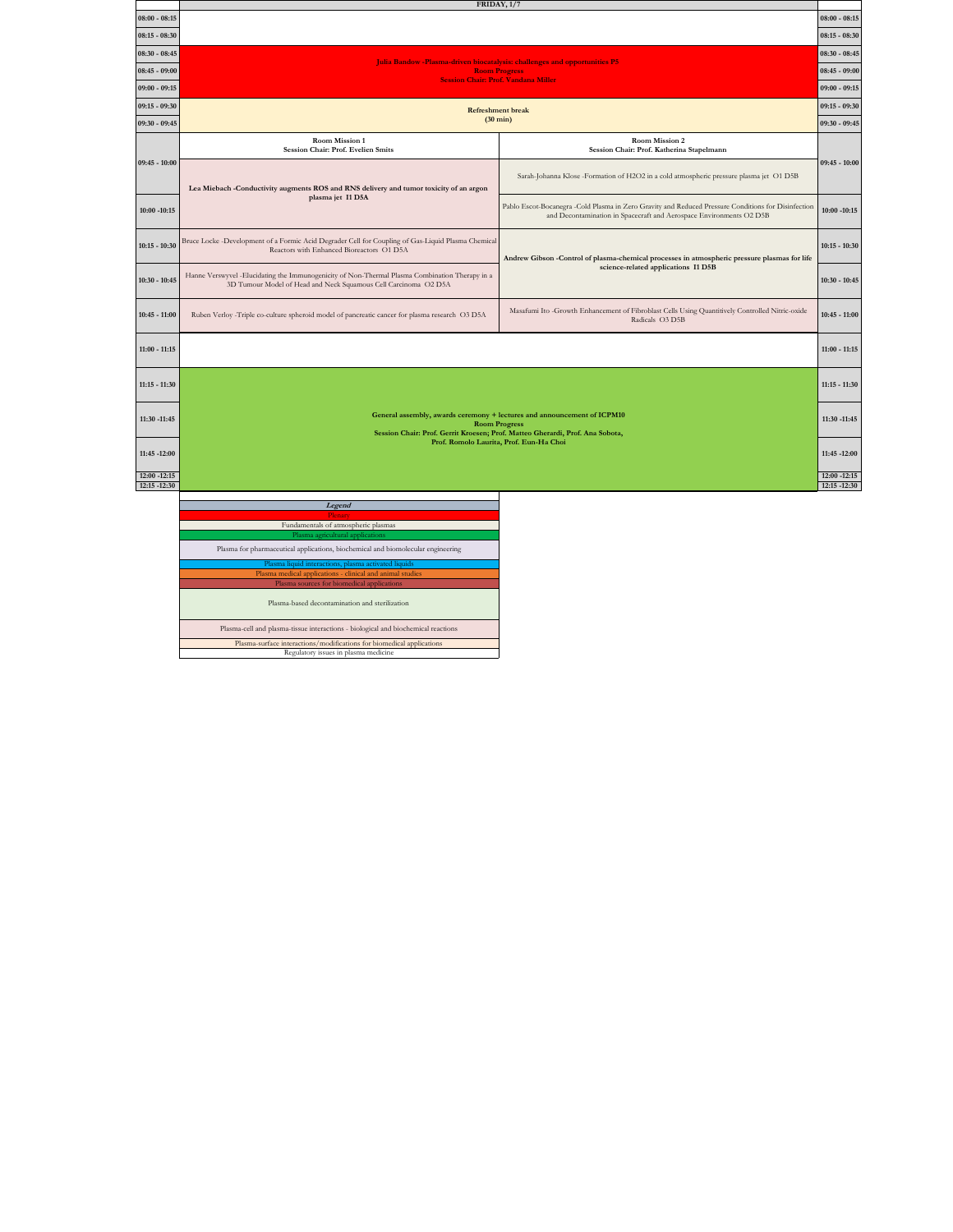| | FRIDAY, 1/7 | | |
|---|---|---|---|
| 08:00 - 08:15 | | | 08:00 - 08:15 |
| 08:15 - 08:30 | | | 08:15 - 08:30 |
| 08:30 - 08:45 | **Julia Bandow -Plasma-driven biocatalysis: challenges and opportunities P5** **Room Progress** **Session Chair: Prof. Vandana Miller** | | 08:30 - 08:45 |
| 08:45 - 09:00 | | | 08:45 - 09:00 |
| 09:00 - 09:15 | | | 09:00 - 09:15 |
| 09:15 - 09:30 | **Refreshment break** **(30 min)** | | 09:15 - 09:30 |
| 09:30 - 09:45 | | | 09:30 - 09:45 |
| | **Room Mission 1** **Session Chair: Prof. Evelien Smits** | **Room Mission 2** **Session Chair: Prof. Katherina Stapelmann** | |
| 09:45 - 10:00 | **Lea Miebach -Conductivity augments ROS and RNS delivery and tumor toxicity of an argon plasma jet I1 D5A** | Sarah-Johanna Klose -Formation of H2O2 in a cold atmospheric pressure plasma jet O1 D5B | 09:45 - 10:00 |
| 10:00 -10:15 | | Pablo Escot-Bocanegra -Cold Plasma in Zero Gravity and Reduced Pressure Conditions for Disinfection and Decontamination in Spacecraft and Aerospace Environments O2 D5B | 10:00 -10:15 |
| 10:15 - 10:30 | Bruce Locke -Development of a Formic Acid Degrader Cell for Coupling of Gas-Liquid Plasma Chemical Reactors with Enhanced Bioreactors O1 D5A | **Andrew Gibson -Control of plasma-chemical processes in atmospheric pressure plasmas for life science-related applications I1 D5B** | 10:15 - 10:30 |
| 10:30 - 10:45 | Hanne Verswyvel -Elucidating the Immunogenicity of Non-Thermal Plasma Combination Therapy in a 3D Tumour Model of Head and Neck Squamous Cell Carcinoma O2 D5A | | 10:30 - 10:45 |
| 10:45 - 11:00 | Ruben Verloy -Triple co-culture spheroid model of pancreatic cancer for plasma research O3 D5A | Masafumi Ito -Growth Enhancement of Fibroblast Cells Using Quantitively Controlled Nitric-oxide Radicals O3 D5B | 10:45 - 11:00 |
| 11:00 - 11:15 | | | 11:00 - 11:15 |
| 11:15 - 11:30 | **General assembly, awards ceremony + lectures and announcement of ICPM10** **Room Progress** **Session Chair: Prof. Gerrit Kroesen; Prof. Matteo Gherardi, Prof. Ana Sobota, Prof. Romolo Laurita, Prof. Eun-Ha Choi** | | 11:15 - 11:30 |
| 11:30 -11:45 | | | 11:30 -11:45 |
| 11:45 -12:00 | | | 11:45 -12:00 |
| 12:00 -12:15 | | | 12:00 -12:15 |
| 12:15 -12:30 | | | 12:15 -12:30 |

| *Legend* |
|---|
| Plenary |
| Fundamentals of atmospheric plasmas |
| Plasma agricultural applications |
| Plasma for pharmaceutical applications, biochemical and biomolecular engineering |
| Plasma liquid interactions, plasma activated liquids |
| Plasma medical applications - clinical and animal studies |
| Plasma sources for biomedical applications |
| Plasma-based decontamination and sterilization |
| Plasma-cell and plasma-tissue interactions - biological and biochemical reactions |
| Plasma-surface interactions/modifications for biomedical applications |
| Regulatory issues in plasma medicine |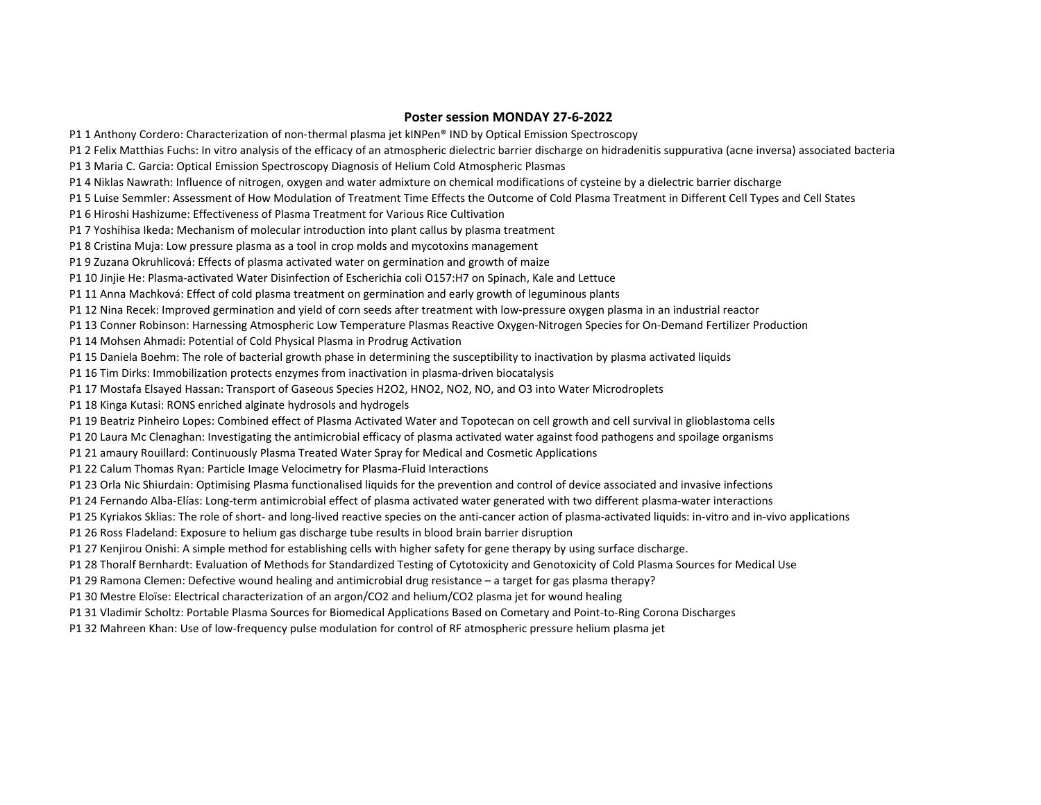## Poster session MONDAY 27-6-2022

P1 1 Anthony Cordero: Characterization of non-thermal plasma jet kINPen® IND by Optical Emission Spectroscopy

P1 2 Felix Matthias Fuchs: In vitro analysis of the efficacy of an atmospheric dielectric barrier discharge on hidradenitis suppurativa (acne inversa) associated bacteria

P1 3 Maria C. Garcia: Optical Emission Spectroscopy Diagnosis of Helium Cold Atmospheric Plasmas

P1 4 Niklas Nawrath: Influence of nitrogen, oxygen and water admixture on chemical modifications of cysteine by a dielectric barrier discharge

P1 5 Luise Semmler: Assessment of How Modulation of Treatment Time Effects the Outcome of Cold Plasma Treatment in Different Cell Types and Cell States

P1 6 Hiroshi Hashizume: Effectiveness of Plasma Treatment for Various Rice Cultivation

P1 7 Yoshihisa Ikeda: Mechanism of molecular introduction into plant callus by plasma treatment

P1 8 Cristina Muja: Low pressure plasma as a tool in crop molds and mycotoxins management

P1 9 Zuzana Okruhlicová: Effects of plasma activated water on germination and growth of maize

P1 10 Jinjie He: Plasma-activated Water Disinfection of Escherichia coli O157:H7 on Spinach, Kale and Lettuce

P1 11 Anna Machková: Effect of cold plasma treatment on germination and early growth of leguminous plants

P1 12 Nina Recek: Improved germination and yield of corn seeds after treatment with low-pressure oxygen plasma in an industrial reactor

P1 13 Conner Robinson: Harnessing Atmospheric Low Temperature Plasmas Reactive Oxygen-Nitrogen Species for On-Demand Fertilizer Production

P1 14 Mohsen Ahmadi: Potential of Cold Physical Plasma in Prodrug Activation

P1 15 Daniela Boehm: The role of bacterial growth phase in determining the susceptibility to inactivation by plasma activated liquids

P1 16 Tim Dirks: Immobilization protects enzymes from inactivation in plasma-driven biocatalysis

P1 17 Mostafa Elsayed Hassan: Transport of Gaseous Species $H_2O_2$, $HNO_2$, $NO_2$, NO, and $O_3$ into Water Microdroplets

P1 18 Kinga Kutasi: RONS enriched alginate hydrosols and hydrogels

P1 19 Beatriz Pinheiro Lopes: Combined effect of Plasma Activated Water and Topotecan on cell growth and cell survival in glioblastoma cells

P1 20 Laura Mc Clenaghan: Investigating the antimicrobial efficacy of plasma activated water against food pathogens and spoilage organisms

P1 21 amaury Rouillard: Continuously Plasma Treated Water Spray for Medical and Cosmetic Applications

P1 22 Calum Thomas Ryan: Particle Image Velocimetry for Plasma-Fluid Interactions

P1 23 Orla Nic Shiurdain: Optimising Plasma functionalised liquids for the prevention and control of device associated and invasive infections

P1 24 Fernando Alba-Elías: Long-term antimicrobial effect of plasma activated water generated with two different plasma-water interactions

P1 25 Kyriakos Sklias: The role of short- and long-lived reactive species on the anti-cancer action of plasma-activated liquids: in-vitro and in-vivo applications

P1 26 Ross Fladeland: Exposure to helium gas discharge tube results in blood brain barrier disruption

P1 27 Kenjirou Onishi: A simple method for establishing cells with higher safety for gene therapy by using surface discharge.

P1 28 Thoralf Bernhardt: Evaluation of Methods for Standardized Testing of Cytotoxicity and Genotoxicity of Cold Plasma Sources for Medical Use

P1 29 Ramona Clemen: Defective wound healing and antimicrobial drug resistance – a target for gas plasma therapy?

P1 30 Mestre Eloïse: Electrical characterization of an argon/$CO_2$ and helium/$CO_2$ plasma jet for wound healing

P1 31 Vladimir Scholtz: Portable Plasma Sources for Biomedical Applications Based on Cometary and Point-to-Ring Corona Discharges

P1 32 Mahreen Khan: Use of low-frequency pulse modulation for control of RF atmospheric pressure helium plasma jet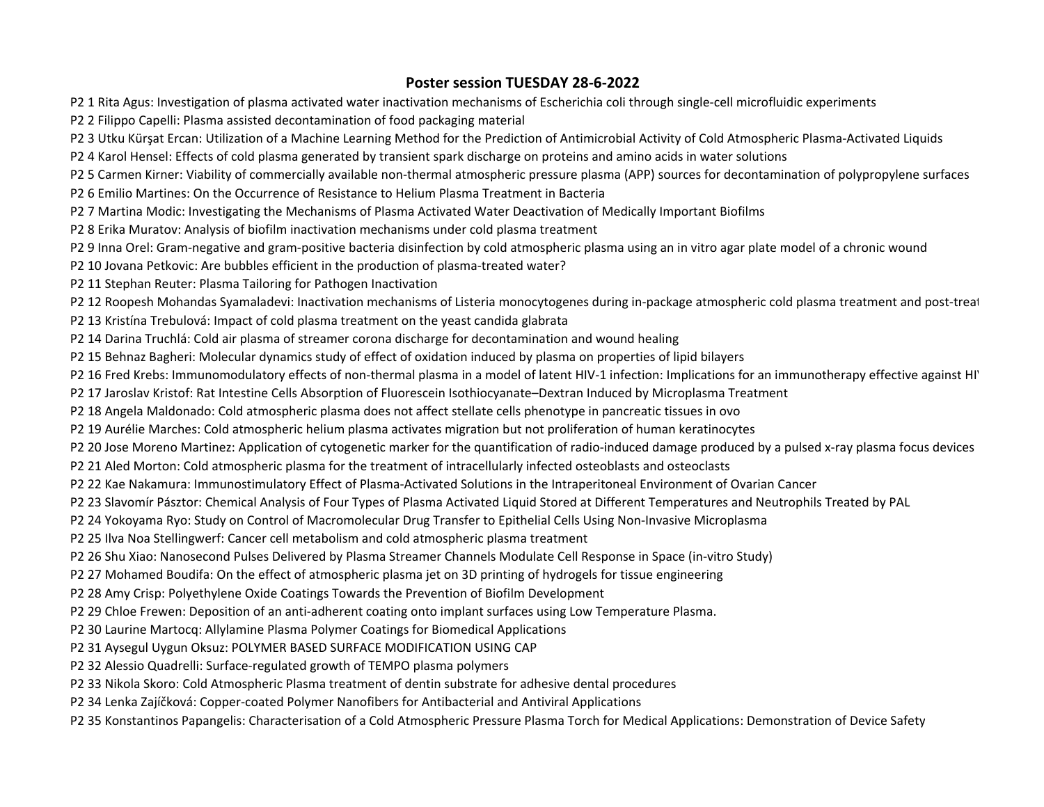## Poster session TUESDAY 28-6-2022

P2 1 Rita Agus: Investigation of plasma activated water inactivation mechanisms of Escherichia coli through single-cell microfluidic experiments

P2 2 Filippo Capelli: Plasma assisted decontamination of food packaging material

P2 3 Utku Kürşat Ercan: Utilization of a Machine Learning Method for the Prediction of Antimicrobial Activity of Cold Atmospheric Plasma-Activated Liquids

P2 4 Karol Hensel: Effects of cold plasma generated by transient spark discharge on proteins and amino acids in water solutions

P2 5 Carmen Kirner: Viability of commercially available non-thermal atmospheric pressure plasma (APP) sources for decontamination of polypropylene surfaces

P2 6 Emilio Martines: On the Occurrence of Resistance to Helium Plasma Treatment in Bacteria

P2 7 Martina Modic: Investigating the Mechanisms of Plasma Activated Water Deactivation of Medically Important Biofilms

P2 8 Erika Muratov: Analysis of biofilm inactivation mechanisms under cold plasma treatment

P2 9 Inna Orel: Gram-negative and gram-positive bacteria disinfection by cold atmospheric plasma using an in vitro agar plate model of a chronic wound

P2 10 Jovana Petkovic: Are bubbles efficient in the production of plasma-treated water?

P2 11 Stephan Reuter: Plasma Tailoring for Pathogen Inactivation

P2 12 Roopesh Mohandas Syamaladevi: Inactivation mechanisms of Listeria monocytogenes during in-package atmospheric cold plasma treatment and post-treat

P2 13 Kristína Trebulová: Impact of cold plasma treatment on the yeast candida glabrata

P2 14 Darina Truchlá: Cold air plasma of streamer corona discharge for decontamination and wound healing

P2 15 Behnaz Bagheri: Molecular dynamics study of effect of oxidation induced by plasma on properties of lipid bilayers

P2 16 Fred Krebs: Immunomodulatory effects of non-thermal plasma in a model of latent HIV-1 infection: Implications for an immunotherapy effective against HI

P2 17 Jaroslav Kristof: Rat Intestine Cells Absorption of Fluorescein Isothiocyanate–Dextran Induced by Microplasma Treatment

P2 18 Angela Maldonado: Cold atmospheric plasma does not affect stellate cells phenotype in pancreatic tissues in ovo

P2 19 Aurélie Marches: Cold atmospheric helium plasma activates migration but not proliferation of human keratinocytes

P2 20 Jose Moreno Martinez: Application of cytogenetic marker for the quantification of radio-induced damage produced by a pulsed x-ray plasma focus devices

P2 21 Aled Morton: Cold atmospheric plasma for the treatment of intracellularly infected osteoblasts and osteoclasts

P2 22 Kae Nakamura: Immunostimulatory Effect of Plasma-Activated Solutions in the Intraperitoneal Environment of Ovarian Cancer

P2 23 Slavomír Pásztor: Chemical Analysis of Four Types of Plasma Activated Liquid Stored at Different Temperatures and Neutrophils Treated by PAL

P2 24 Yokoyama Ryo: Study on Control of Macromolecular Drug Transfer to Epithelial Cells Using Non-Invasive Microplasma

P2 25 Ilva Noa Stellingwerf: Cancer cell metabolism and cold atmospheric plasma treatment

P2 26 Shu Xiao: Nanosecond Pulses Delivered by Plasma Streamer Channels Modulate Cell Response in Space (in-vitro Study)

P2 27 Mohamed Boudifa: On the effect of atmospheric plasma jet on 3D printing of hydrogels for tissue engineering

P2 28 Amy Crisp: Polyethylene Oxide Coatings Towards the Prevention of Biofilm Development

P2 29 Chloe Frewen: Deposition of an anti-adherent coating onto implant surfaces using Low Temperature Plasma.

P2 30 Laurine Martocq: Allylamine Plasma Polymer Coatings for Biomedical Applications

P2 31 Aysegul Uygun Oksuz: POLYMER BASED SURFACE MODIFICATION USING CAP

P2 32 Alessio Quadrelli: Surface-regulated growth of TEMPO plasma polymers

P2 33 Nikola Skoro: Cold Atmospheric Plasma treatment of dentin substrate for adhesive dental procedures

P2 34 Lenka Zajíčková: Copper-coated Polymer Nanofibers for Antibacterial and Antiviral Applications

P2 35 Konstantinos Papangelis: Characterisation of a Cold Atmospheric Pressure Plasma Torch for Medical Applications: Demonstration of Device Safety